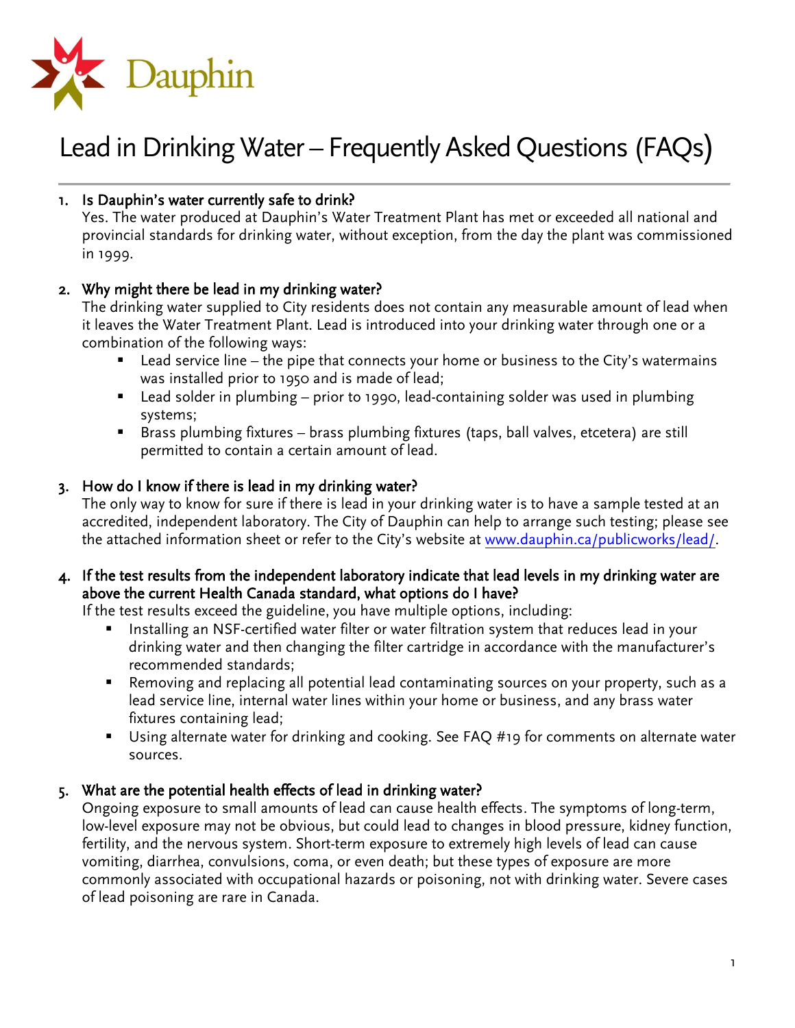Dauphin

# Lead in Drinking Water – Frequently Asked Questions (FAQs)

1. **Is Dauphin's water currently safe to drink?**
   Yes. The water produced at Dauphin's Water Treatment Plant has met or exceeded all national and provincial standards for drinking water, without exception, from the day the plant was commissioned in 1999.

2. **Why might there be lead in my drinking water?**
   The drinking water supplied to City residents does not contain any measurable amount of lead when it leaves the Water Treatment Plant. Lead is introduced into your drinking water through one or a combination of the following ways:
   - Lead service line – the pipe that connects your home or business to the City's watermains was installed prior to 1950 and is made of lead;
   - Lead solder in plumbing – prior to 1990, lead-containing solder was used in plumbing systems;
   - Brass plumbing fixtures – brass plumbing fixtures (taps, ball valves, etcetera) are still permitted to contain a certain amount of lead.

3. **How do I know if there is lead in my drinking water?**
   The only way to know for sure if there is lead in your drinking water is to have a sample tested at an accredited, independent laboratory. The City of Dauphin can help to arrange such testing; please see the attached information sheet or refer to the City's website at [www.dauphin.ca/publicworks/lead/](www.dauphin.ca/publicworks/lead/).

4. **If the test results from the independent laboratory indicate that lead levels in my drinking water are above the current Health Canada standard, what options do I have?**
   If the test results exceed the guideline, you have multiple options, including:
   - Installing an NSF-certified water filter or water filtration system that reduces lead in your drinking water and then changing the filter cartridge in accordance with the manufacturer's recommended standards;
   - Removing and replacing all potential lead contaminating sources on your property, such as a lead service line, internal water lines within your home or business, and any brass water fixtures containing lead;
   - Using alternate water for drinking and cooking. See FAQ #19 for comments on alternate water sources.

5. **What are the potential health effects of lead in drinking water?**
   Ongoing exposure to small amounts of lead can cause health effects. The symptoms of long-term, low-level exposure may not be obvious, but could lead to changes in blood pressure, kidney function, fertility, and the nervous system. Short-term exposure to extremely high levels of lead can cause vomiting, diarrhea, convulsions, coma, or even death; but these types of exposure are more commonly associated with occupational hazards or poisoning, not with drinking water. Severe cases of lead poisoning are rare in Canada.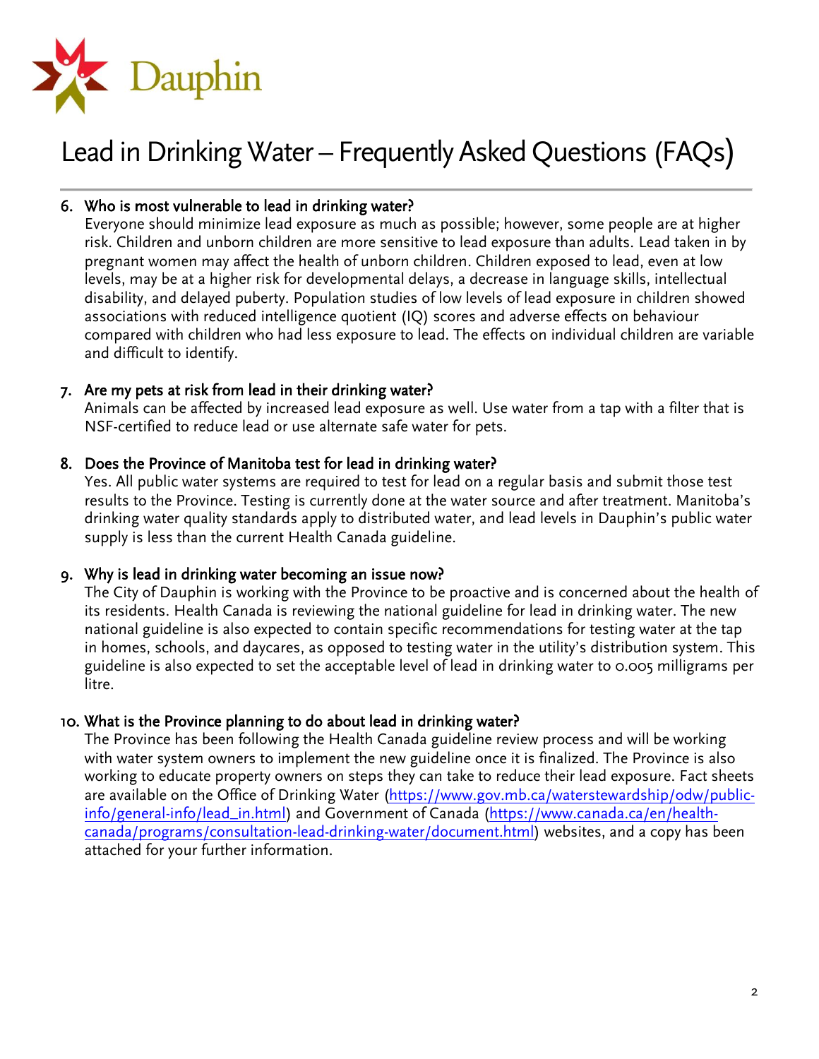# Lead in Drinking Water – Frequently Asked Questions (FAQs)

6. **Who is most vulnerable to lead in drinking water?**
   Everyone should minimize lead exposure as much as possible; however, some people are at higher risk. Children and unborn children are more sensitive to lead exposure than adults. Lead taken in by pregnant women may affect the health of unborn children. Children exposed to lead, even at low levels, may be at a higher risk for developmental delays, a decrease in language skills, intellectual disability, and delayed puberty. Population studies of low levels of lead exposure in children showed associations with reduced intelligence quotient (IQ) scores and adverse effects on behaviour compared with children who had less exposure to lead. The effects on individual children are variable and difficult to identify.

7. **Are my pets at risk from lead in their drinking water?**
   Animals can be affected by increased lead exposure as well. Use water from a tap with a filter that is NSF-certified to reduce lead or use alternate safe water for pets.

8. **Does the Province of Manitoba test for lead in drinking water?**
   Yes. All public water systems are required to test for lead on a regular basis and submit those test results to the Province. Testing is currently done at the water source and after treatment. Manitoba's drinking water quality standards apply to distributed water, and lead levels in Dauphin's public water supply is less than the current Health Canada guideline.

9. **Why is lead in drinking water becoming an issue now?**
   The City of Dauphin is working with the Province to be proactive and is concerned about the health of its residents. Health Canada is reviewing the national guideline for lead in drinking water. The new national guideline is also expected to contain specific recommendations for testing water at the tap in homes, schools, and daycares, as opposed to testing water in the utility's distribution system. This guideline is also expected to set the acceptable level of lead in drinking water to 0.005 milligrams per litre.

10. **What is the Province planning to do about lead in drinking water?**
    The Province has been following the Health Canada guideline review process and will be working with water system owners to implement the new guideline once it is finalized. The Province is also working to educate property owners on steps they can take to reduce their lead exposure. Fact sheets are available on the Office of Drinking Water ([https://www.gov.mb.ca/waterstewardship/odw/public-info/general-info/lead_in.html](https://www.gov.mb.ca/waterstewardship/odw/public-info/general-info/lead_in.html)) and Government of Canada ([https://www.canada.ca/en/health-canada/programs/consultation-lead-drinking-water/document.html](https://www.canada.ca/en/health-canada/programs/consultation-lead-drinking-water/document.html)) websites, and a copy has been attached for your further information.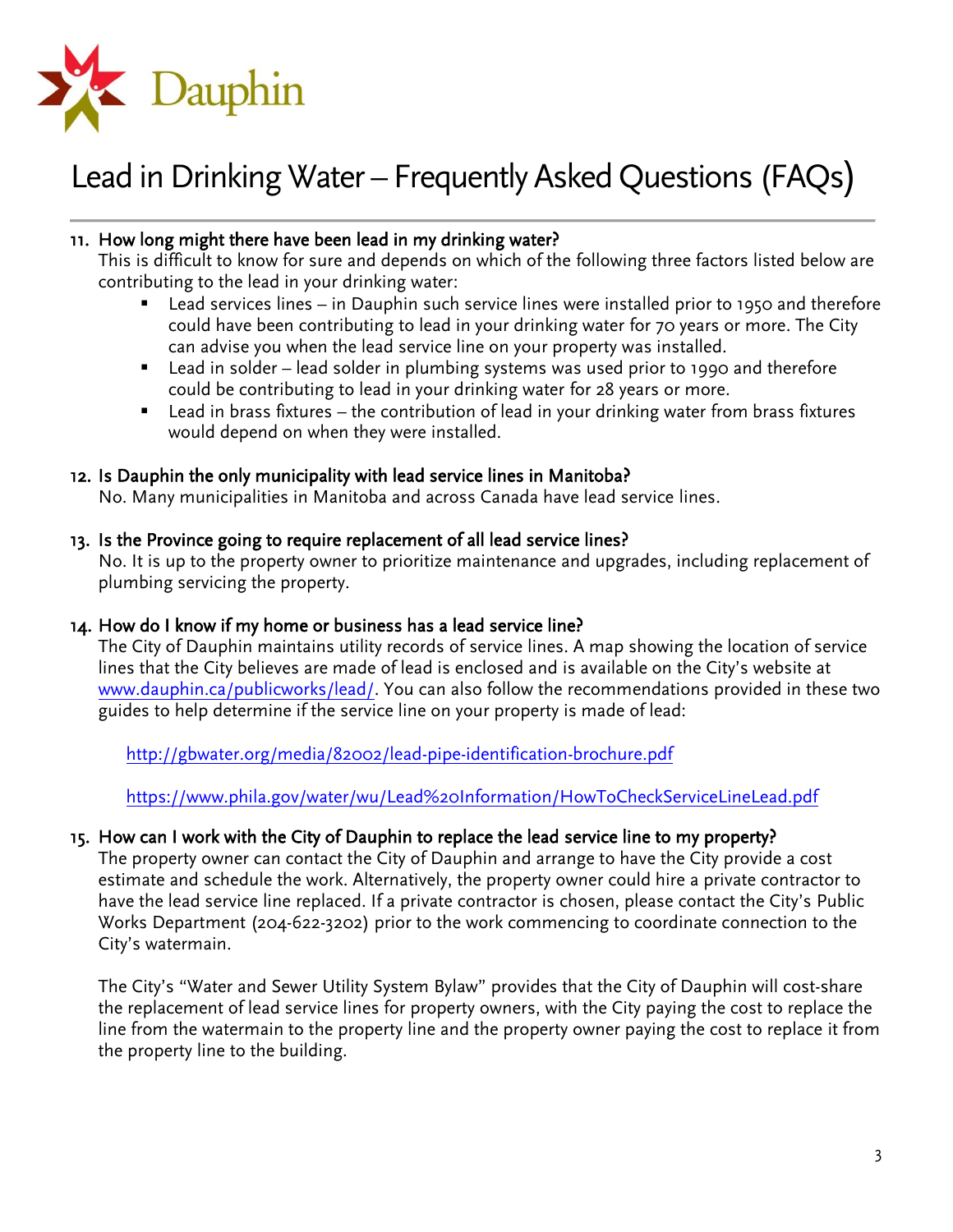Dauphin

# Lead in Drinking Water – Frequently Asked Questions (FAQs)

11. **How long might there have been lead in my drinking water?**
    This is difficult to know for sure and depends on which of the following three factors listed below are contributing to the lead in your drinking water:
    - Lead services lines – in Dauphin such service lines were installed prior to 1950 and therefore could have been contributing to lead in your drinking water for 70 years or more. The City can advise you when the lead service line on your property was installed.
    - Lead in solder – lead solder in plumbing systems was used prior to 1990 and therefore could be contributing to lead in your drinking water for 28 years or more.
    - Lead in brass fixtures – the contribution of lead in your drinking water from brass fixtures would depend on when they were installed.

12. **Is Dauphin the only municipality with lead service lines in Manitoba?**
    No. Many municipalities in Manitoba and across Canada have lead service lines.

13. **Is the Province going to require replacement of all lead service lines?**
    No. It is up to the property owner to prioritize maintenance and upgrades, including replacement of plumbing servicing the property.

14. **How do I know if my home or business has a lead service line?**
    The City of Dauphin maintains utility records of service lines. A map showing the location of service lines that the City believes are made of lead is enclosed and is available on the City's website at www.dauphin.ca/publicworks/lead/. You can also follow the recommendations provided in these two guides to help determine if the service line on your property is made of lead:

    http://gbwater.org/media/82002/lead-pipe-identification-brochure.pdf

    https://www.phila.gov/water/wu/Lead%20Information/HowToCheckServiceLineLead.pdf

15. **How can I work with the City of Dauphin to replace the lead service line to my property?**
    The property owner can contact the City of Dauphin and arrange to have the City provide a cost estimate and schedule the work. Alternatively, the property owner could hire a private contractor to have the lead service line replaced. If a private contractor is chosen, please contact the City's Public Works Department (204-622-3202) prior to the work commencing to coordinate connection to the City's watermain.

    The City's "Water and Sewer Utility System Bylaw" provides that the City of Dauphin will cost-share the replacement of lead service lines for property owners, with the City paying the cost to replace the line from the watermain to the property line and the property owner paying the cost to replace it from the property line to the building.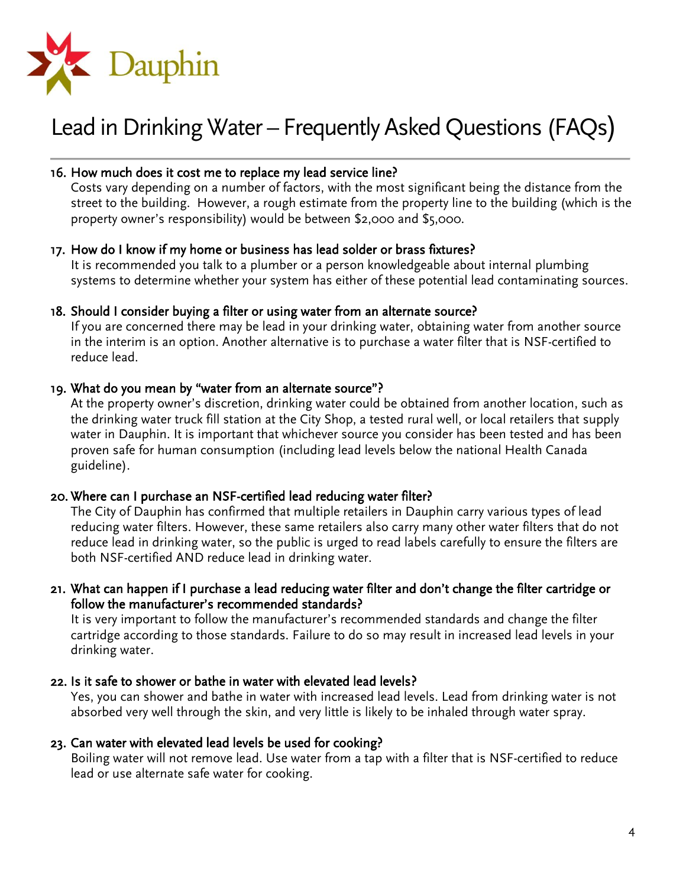Dauphin

# Lead in Drinking Water – Frequently Asked Questions (FAQs)

16. **How much does it cost me to replace my lead service line?**
    Costs vary depending on a number of factors, with the most significant being the distance from the street to the building. However, a rough estimate from the property line to the building (which is the property owner's responsibility) would be between $2,000 and $5,000.

17. **How do I know if my home or business has lead solder or brass fixtures?**
    It is recommended you talk to a plumber or a person knowledgeable about internal plumbing systems to determine whether your system has either of these potential lead contaminating sources.

18. **Should I consider buying a filter or using water from an alternate source?**
    If you are concerned there may be lead in your drinking water, obtaining water from another source in the interim is an option. Another alternative is to purchase a water filter that is NSF-certified to reduce lead.

19. **What do you mean by "water from an alternate source"?**
    At the property owner's discretion, drinking water could be obtained from another location, such as the drinking water truck fill station at the City Shop, a tested rural well, or local retailers that supply water in Dauphin. It is important that whichever source you consider has been tested and has been proven safe for human consumption (including lead levels below the national Health Canada guideline).

20. **Where can I purchase an NSF-certified lead reducing water filter?**
    The City of Dauphin has confirmed that multiple retailers in Dauphin carry various types of lead reducing water filters. However, these same retailers also carry many other water filters that do not reduce lead in drinking water, so the public is urged to read labels carefully to ensure the filters are both NSF-certified AND reduce lead in drinking water.

21. **What can happen if I purchase a lead reducing water filter and don't change the filter cartridge or follow the manufacturer's recommended standards?**
    It is very important to follow the manufacturer's recommended standards and change the filter cartridge according to those standards. Failure to do so may result in increased lead levels in your drinking water.

22. **Is it safe to shower or bathe in water with elevated lead levels?**
    Yes, you can shower and bathe in water with increased lead levels. Lead from drinking water is not absorbed very well through the skin, and very little is likely to be inhaled through water spray.

23. **Can water with elevated lead levels be used for cooking?**
    Boiling water will not remove lead. Use water from a tap with a filter that is NSF-certified to reduce lead or use alternate safe water for cooking.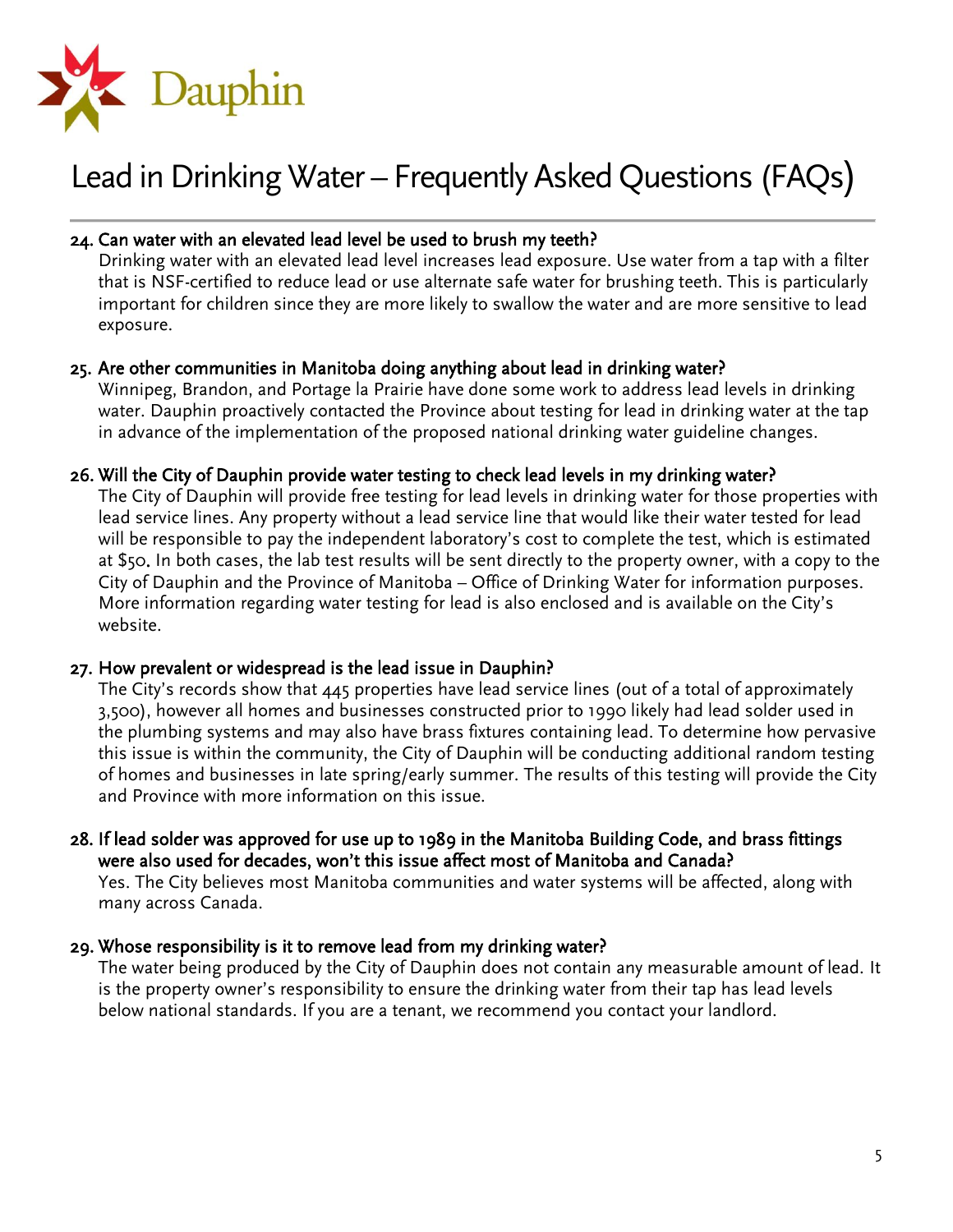Dauphin

# Lead in Drinking Water – Frequently Asked Questions (FAQs)

24. **Can water with an elevated lead level be used to brush my teeth?**
    Drinking water with an elevated lead level increases lead exposure. Use water from a tap with a filter that is NSF-certified to reduce lead or use alternate safe water for brushing teeth. This is particularly important for children since they are more likely to swallow the water and are more sensitive to lead exposure.

25. **Are other communities in Manitoba doing anything about lead in drinking water?**
    Winnipeg, Brandon, and Portage la Prairie have done some work to address lead levels in drinking water. Dauphin proactively contacted the Province about testing for lead in drinking water at the tap in advance of the implementation of the proposed national drinking water guideline changes.

26. **Will the City of Dauphin provide water testing to check lead levels in my drinking water?**
    The City of Dauphin will provide free testing for lead levels in drinking water for those properties with lead service lines. Any property without a lead service line that would like their water tested for lead will be responsible to pay the independent laboratory's cost to complete the test, which is estimated at $50. In both cases, the lab test results will be sent directly to the property owner, with a copy to the City of Dauphin and the Province of Manitoba – Office of Drinking Water for information purposes. More information regarding water testing for lead is also enclosed and is available on the City's website.

27. **How prevalent or widespread is the lead issue in Dauphin?**
    The City's records show that 445 properties have lead service lines (out of a total of approximately 3,500), however all homes and businesses constructed prior to 1990 likely had lead solder used in the plumbing systems and may also have brass fixtures containing lead. To determine how pervasive this issue is within the community, the City of Dauphin will be conducting additional random testing of homes and businesses in late spring/early summer. The results of this testing will provide the City and Province with more information on this issue.

28. **If lead solder was approved for use up to 1989 in the Manitoba Building Code, and brass fittings were also used for decades, won't this issue affect most of Manitoba and Canada?**
    Yes. The City believes most Manitoba communities and water systems will be affected, along with many across Canada.

29. **Whose responsibility is it to remove lead from my drinking water?**
    The water being produced by the City of Dauphin does not contain any measurable amount of lead. It is the property owner's responsibility to ensure the drinking water from their tap has lead levels below national standards. If you are a tenant, we recommend you contact your landlord.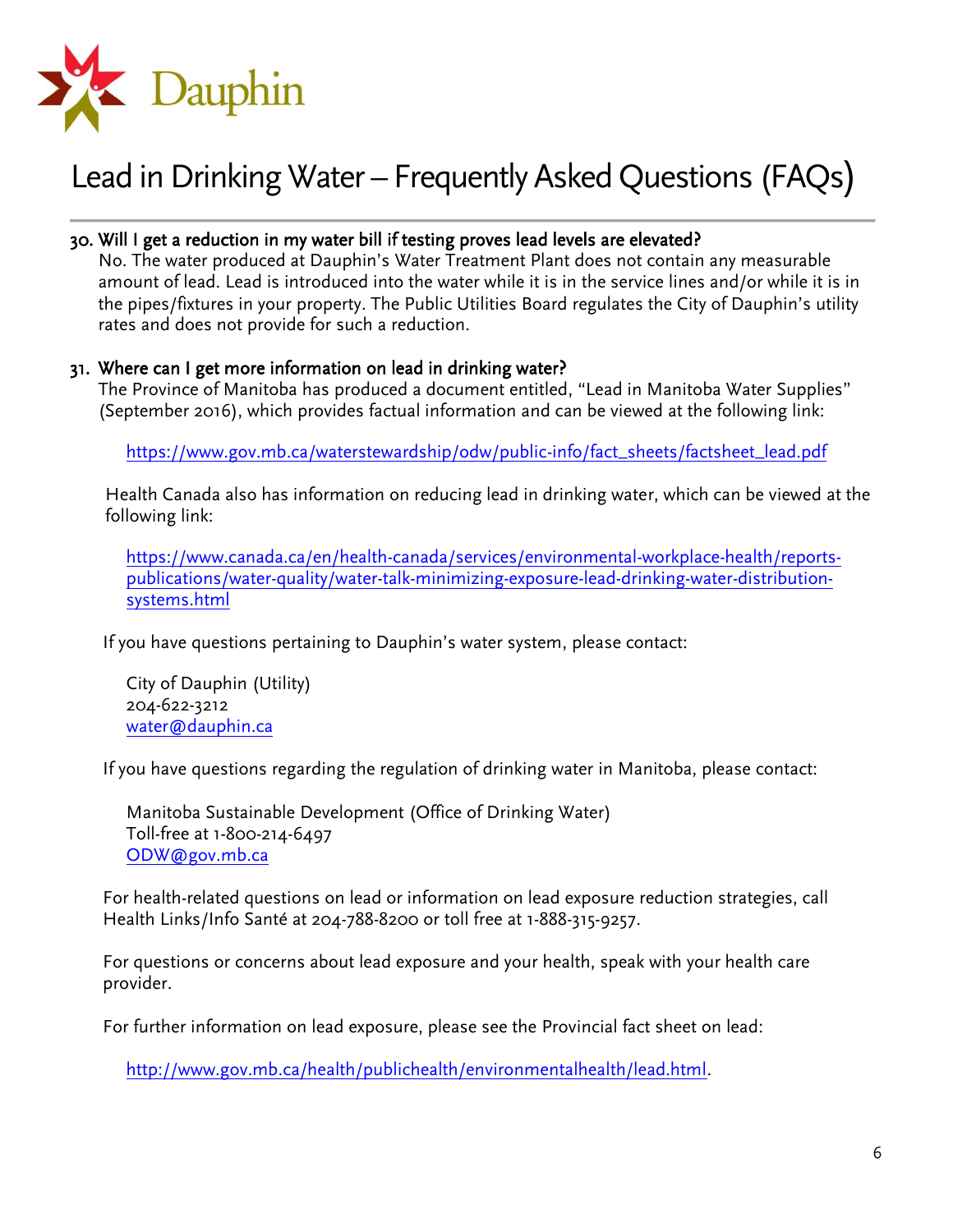Dauphin

# Lead in Drinking Water – Frequently Asked Questions (FAQs)

**30. Will I get a reduction in my water bill if testing proves lead levels are elevated?**

No. The water produced at Dauphin's Water Treatment Plant does not contain any measurable amount of lead. Lead is introduced into the water while it is in the service lines and/or while it is in the pipes/fixtures in your property. The Public Utilities Board regulates the City of Dauphin's utility rates and does not provide for such a reduction.

**31. Where can I get more information on lead in drinking water?**

The Province of Manitoba has produced a document entitled, "Lead in Manitoba Water Supplies" (September 2016), which provides factual information and can be viewed at the following link:

https://www.gov.mb.ca/waterstewardship/odw/public-info/fact_sheets/factsheet_lead.pdf

Health Canada also has information on reducing lead in drinking water, which can be viewed at the following link:

https://www.canada.ca/en/health-canada/services/environmental-workplace-health/reports-publications/water-quality/water-talk-minimizing-exposure-lead-drinking-water-distribution-systems.html

If you have questions pertaining to Dauphin's water system, please contact:

City of Dauphin (Utility)
204-622-3212
water@dauphin.ca

If you have questions regarding the regulation of drinking water in Manitoba, please contact:

Manitoba Sustainable Development (Office of Drinking Water)
Toll-free at 1-800-214-6497
ODW@gov.mb.ca

For health-related questions on lead or information on lead exposure reduction strategies, call Health Links/Info Santé at 204-788-8200 or toll free at 1-888-315-9257.

For questions or concerns about lead exposure and your health, speak with your health care provider.

For further information on lead exposure, please see the Provincial fact sheet on lead:

http://www.gov.mb.ca/health/publichealth/environmentalhealth/lead.html.